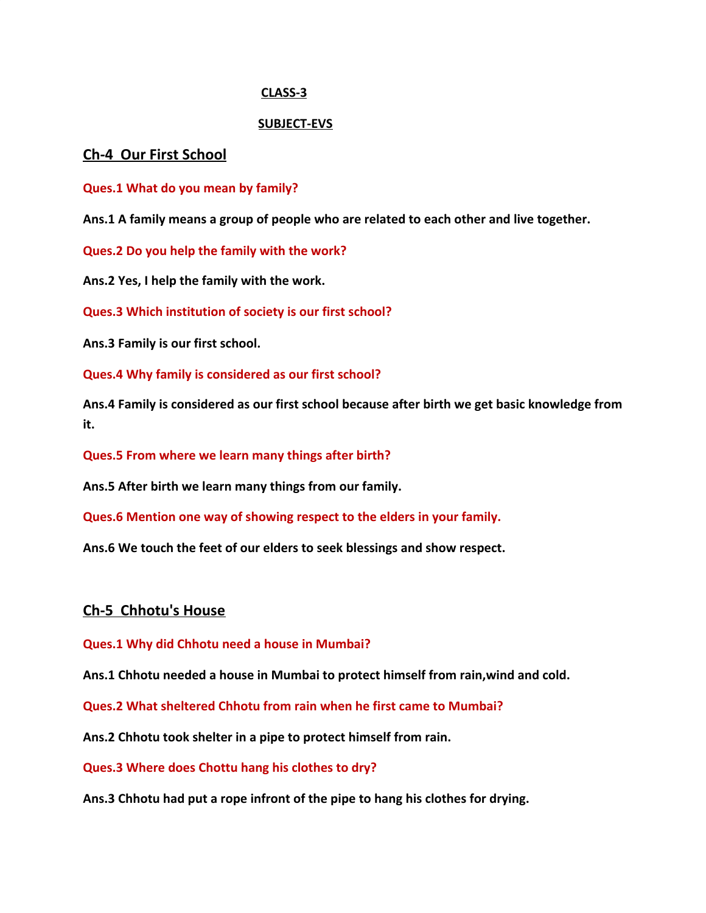**CLASS-3**

**SUBJECT-EVS**

## Ch-4 Our First School

**Ques.1 What do you mean by family?**

**Ans.1 A family means a group of people who are related to each other and live together.**

**Ques.2 Do you help the family with the work?**

**Ans.2 Yes, I help the family with the work.**

**Ques.3 Which institution of society is our first school?**

**Ans.3 Family is our first school.**

**Ques.4 Why family is considered as our first school?**

**Ans.4 Family is considered as our first school because after birth we get basic knowledge from it.**

**Ques.5 From where we learn many things after birth?**

**Ans.5 After birth we learn many things from our family.**

**Ques.6 Mention one way of showing respect to the elders in your family.**

**Ans.6 We touch the feet of our elders to seek blessings and show respect.**

## Ch-5 Chhotu's House

**Ques.1 Why did Chhotu need a house in Mumbai?**

**Ans.1 Chhotu needed a house in Mumbai to protect himself from rain,wind and cold.**

**Ques.2 What sheltered Chhotu from rain when he first came to Mumbai?**

**Ans.2 Chhotu took shelter in a pipe to protect himself from rain.**

**Ques.3 Where does Chottu hang his clothes to dry?**

**Ans.3 Chhotu had put a rope infront of the pipe to hang his clothes for drying.**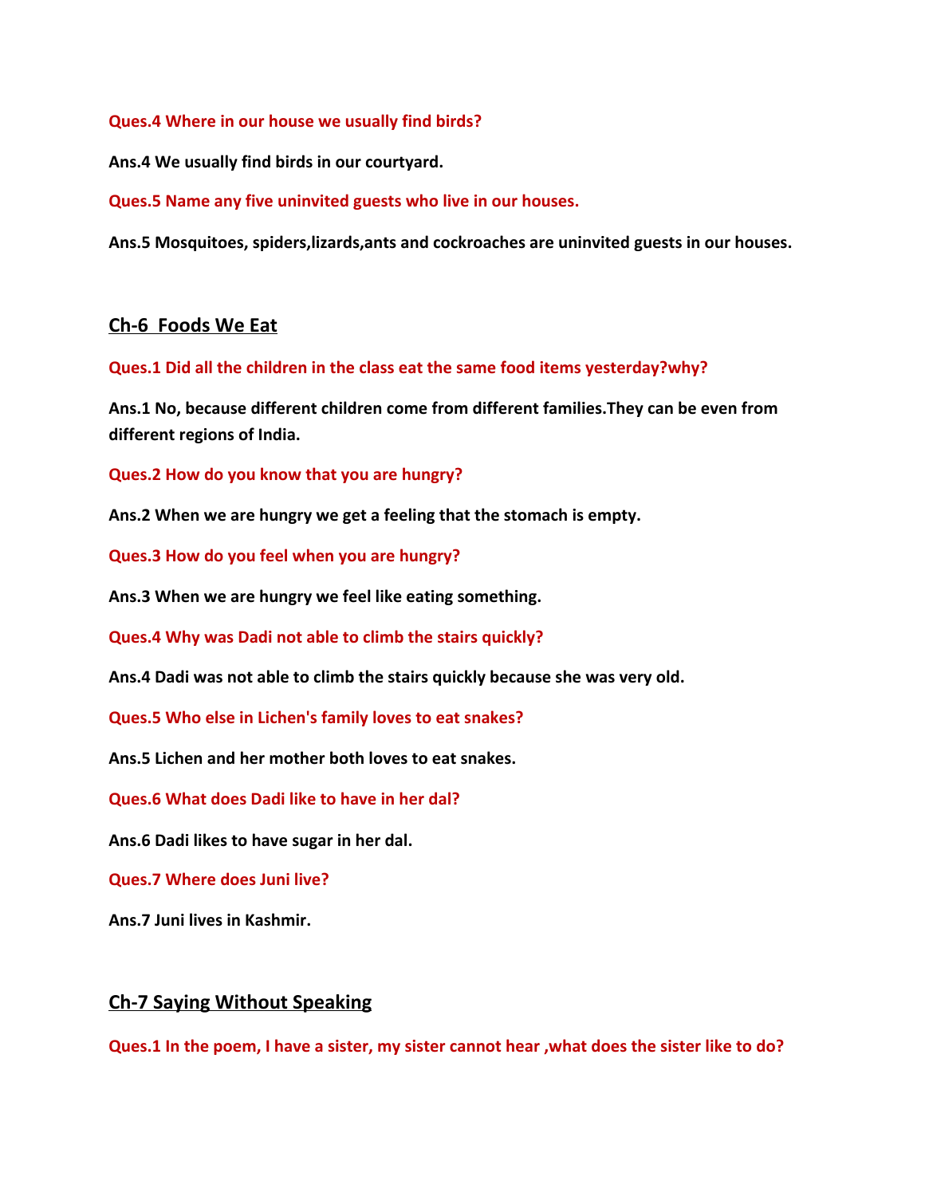**Ques.4 Where in our house we usually find birds?**

**Ans.4 We usually find birds in our courtyard.**

**Ques.5 Name any five uninvited guests who live in our houses.**

**Ans.5 Mosquitoes, spiders,lizards,ants and cockroaches are uninvited guests in our houses.**

## Ch-6 Foods We Eat

**Ques.1 Did all the children in the class eat the same food items yesterday?why?**

**Ans.1 No, because different children come from different families.They can be even from different regions of India.**

**Ques.2 How do you know that you are hungry?**

**Ans.2 When we are hungry we get a feeling that the stomach is empty.**

**Ques.3 How do you feel when you are hungry?**

**Ans.3 When we are hungry we feel like eating something.**

**Ques.4 Why was Dadi not able to climb the stairs quickly?**

**Ans.4 Dadi was not able to climb the stairs quickly because she was very old.**

**Ques.5 Who else in Lichen's family loves to eat snakes?**

**Ans.5 Lichen and her mother both loves to eat snakes.**

**Ques.6 What does Dadi like to have in her dal?**

**Ans.6 Dadi likes to have sugar in her dal.**

**Ques.7 Where does Juni live?**

**Ans.7 Juni lives in Kashmir.**

## Ch-7 Saying Without Speaking

**Ques.1 In the poem, I have a sister, my sister cannot hear ,what does the sister like to do?**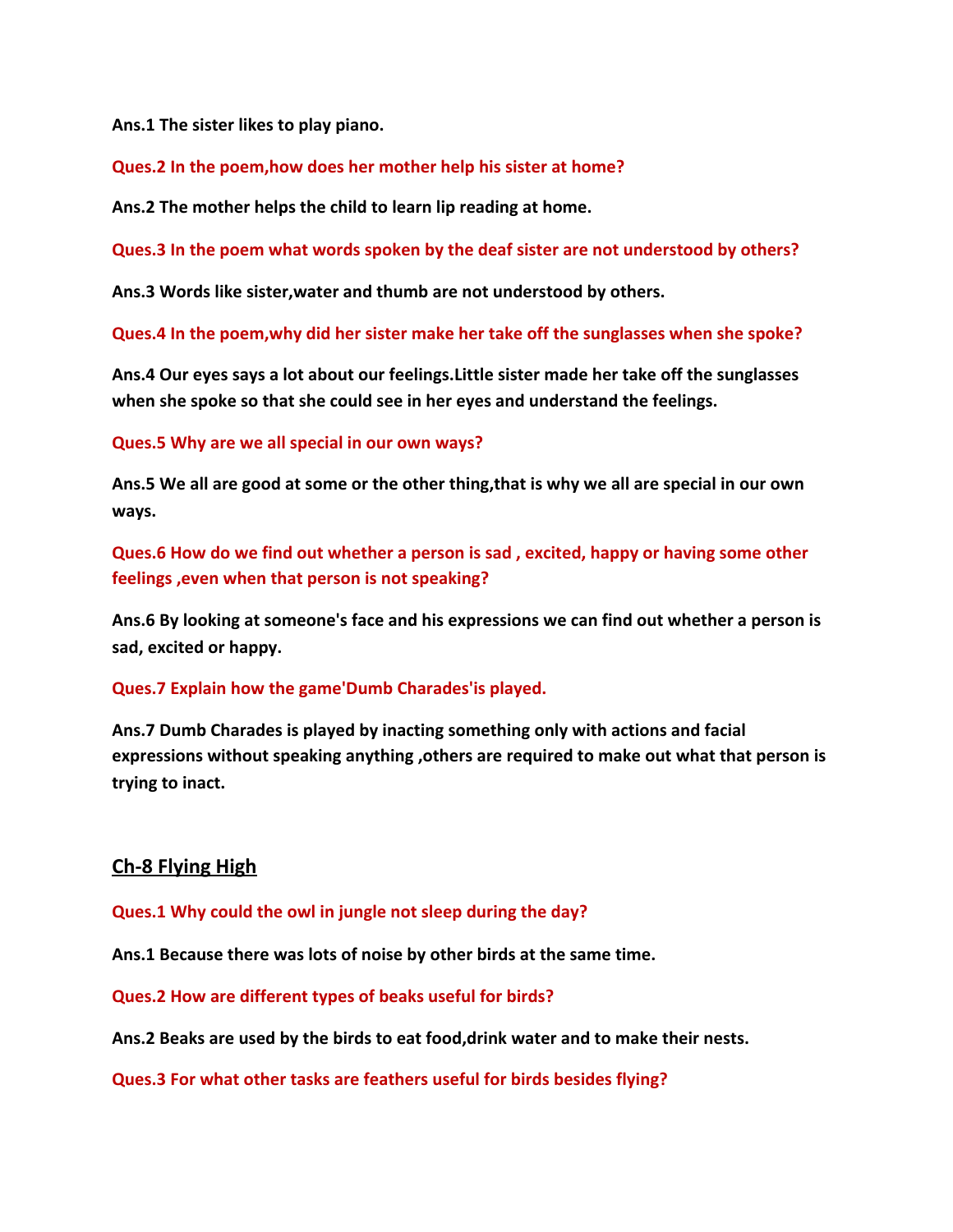**Ans.1 The sister likes to play piano.**

**Ques.2 In the poem,how does her mother help his sister at home?**

**Ans.2 The mother helps the child to learn lip reading at home.**

**Ques.3 In the poem what words spoken by the deaf sister are not understood by others?**

**Ans.3 Words like sister,water and thumb are not understood by others.**

**Ques.4 In the poem,why did her sister make her take off the sunglasses when she spoke?**

**Ans.4 Our eyes says a lot about our feelings.Little sister made her take off the sunglasses when she spoke so that she could see in her eyes and understand the feelings.**

**Ques.5 Why are we all special in our own ways?**

**Ans.5 We all are good at some or the other thing,that is why we all are special in our own ways.**

**Ques.6 How do we find out whether a person is sad , excited, happy or having some other feelings ,even when that person is not speaking?**

**Ans.6 By looking at someone's face and his expressions we can find out whether a person is sad, excited or happy.**

**Ques.7 Explain how the game'Dumb Charades'is played.**

**Ans.7 Dumb Charades is played by inacting something only with actions and facial expressions without speaking anything ,others are required to make out what that person is trying to inact.**

## Ch-8 Flying High

**Ques.1 Why could the owl in jungle not sleep during the day?**

**Ans.1 Because there was lots of noise by other birds at the same time.**

**Ques.2 How are different types of beaks useful for birds?**

**Ans.2 Beaks are used by the birds to eat food,drink water and to make their nests.**

**Ques.3 For what other tasks are feathers useful for birds besides flying?**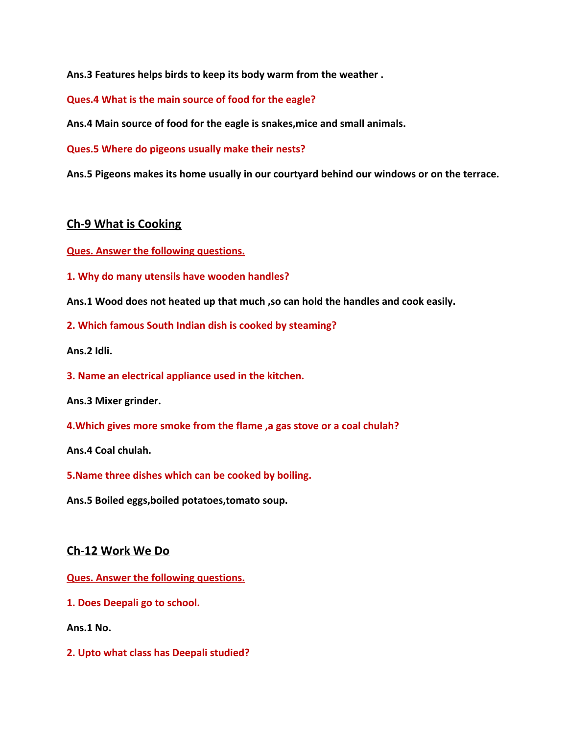**Ans.3 Features helps birds to keep its body warm from the weather .**

**Ques.4 What is the main source of food for the eagle?**

**Ans.4 Main source of food for the eagle is snakes,mice and small animals.**

**Ques.5 Where do pigeons usually make their nests?**

**Ans.5 Pigeons makes its home usually in our courtyard behind our windows or on the terrace.**

## Ch-9 What is Cooking

**Ques. Answer the following questions.**

**1. Why do many utensils have wooden handles?**

**Ans.1 Wood does not heated up that much ,so can hold the handles and cook easily.**

**2. Which famous South Indian dish is cooked by steaming?**

**Ans.2 Idli.**

**3. Name an electrical appliance used in the kitchen.**

**Ans.3 Mixer grinder.**

**4.Which gives more smoke from the flame ,a gas stove or a coal chulah?**

**Ans.4 Coal chulah.**

**5.Name three dishes which can be cooked by boiling.**

**Ans.5 Boiled eggs,boiled potatoes,tomato soup.**

## Ch-12 Work We Do

**Ques. Answer the following questions.**

**1. Does Deepali go to school.**

**Ans.1 No.**

**2. Upto what class has Deepali studied?**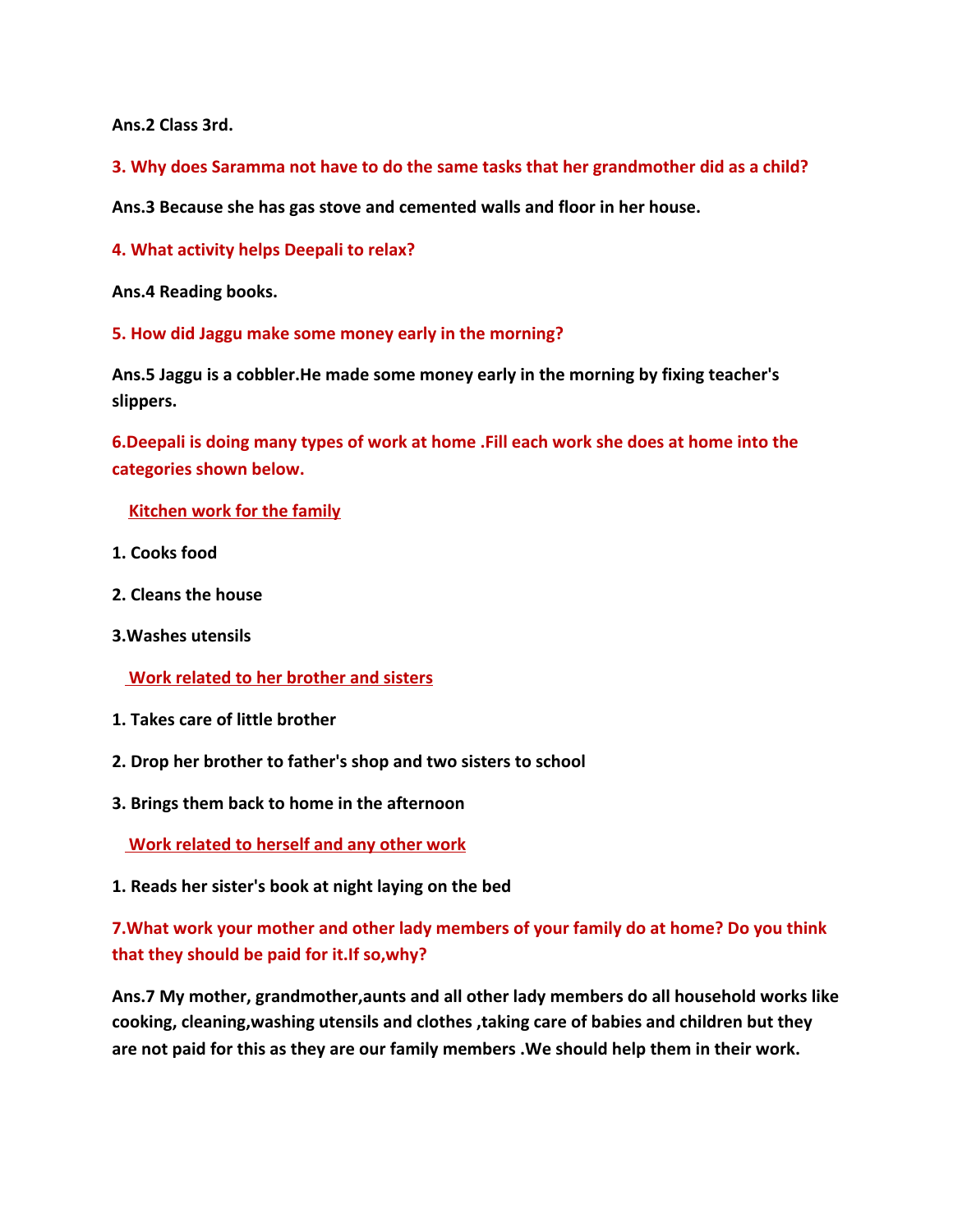**Ans.2 Class 3rd.**

**3. Why does Saramma not have to do the same tasks that her grandmother did as a child?**

**Ans.3 Because she has gas stove and cemented walls and floor in her house.**

**4. What activity helps Deepali to relax?**

**Ans.4 Reading books.**

**5. How did Jaggu make some money early in the morning?**

**Ans.5 Jaggu is a cobbler.He made some money early in the morning by fixing teacher's slippers.**

**6.Deepali is doing many types of work at home .Fill each work she does at home into the categories shown below.**

**Kitchen work for the family**

1. **Cooks food**
2. **Cleans the house**
3. **Washes utensils**

**Work related to her brother and sisters**

1. **Takes care of little brother**
2. **Drop her brother to father's shop and two sisters to school**
3. **Brings them back to home in the afternoon**

**Work related to herself and any other work**

1. **Reads her sister's book at night laying on the bed**

**7.What work your mother and other lady members of your family do at home? Do you think that they should be paid for it.If so,why?**

**Ans.7 My mother, grandmother,aunts and all other lady members do all household works like cooking, cleaning,washing utensils and clothes ,taking care of babies and children but they are not paid for this as they are our family members .We should help them in their work.**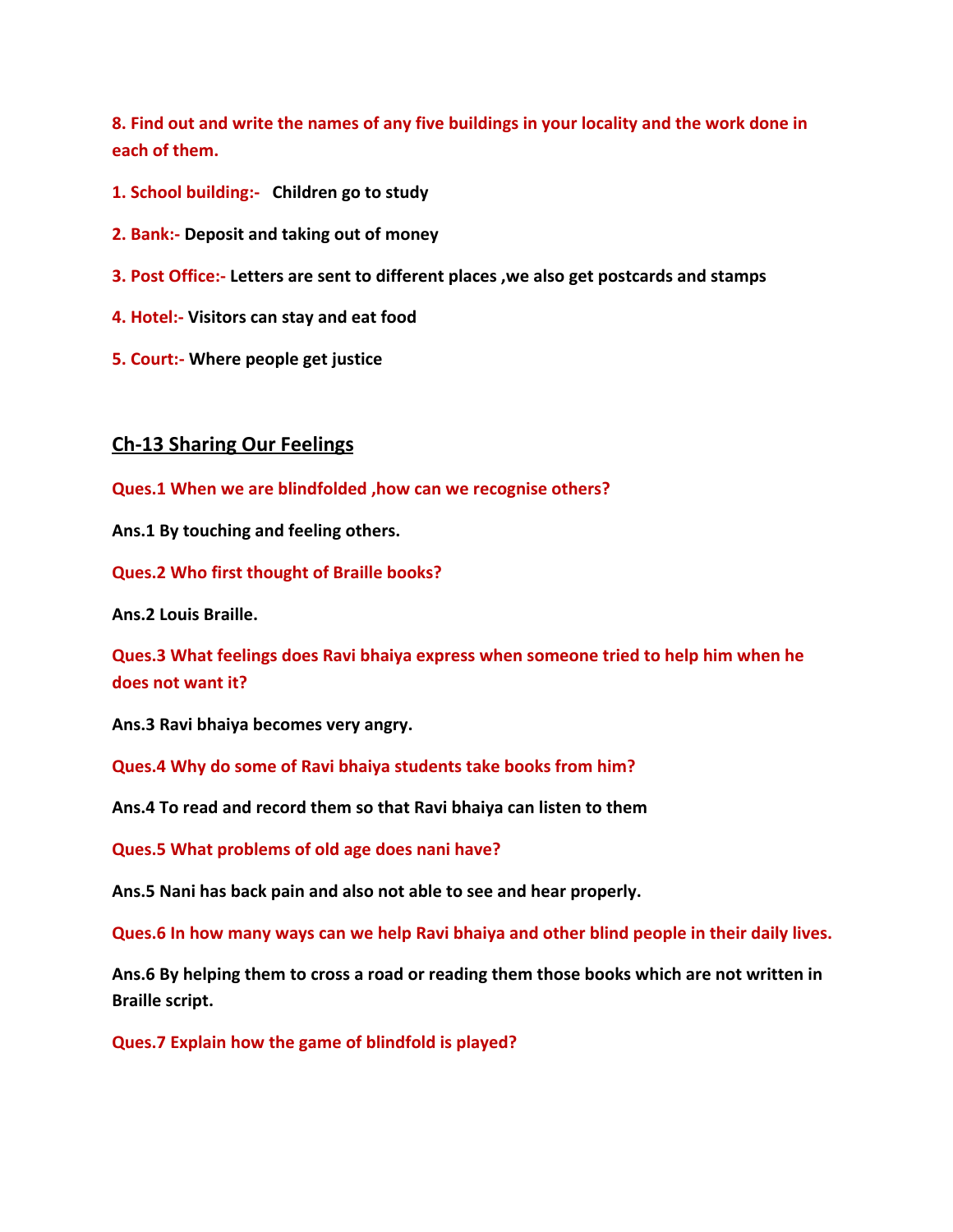**8. Find out and write the names of any five buildings in your locality and the work done in each of them.**

**1. School building:-** **Children go to study**

**2. Bank:-** **Deposit and taking out of money**

**3. Post Office:-** **Letters are sent to different places ,we also get postcards and stamps**

**4. Hotel:-** **Visitors can stay and eat food**

**5. Court:-** **Where people get justice**

## Ch-13 Sharing Our Feelings

**Ques.1 When we are blindfolded ,how can we recognise others?**

**Ans.1 By touching and feeling others.**

**Ques.2 Who first thought of Braille books?**

**Ans.2 Louis Braille.**

**Ques.3 What feelings does Ravi bhaiya express when someone tried to help him when he does not want it?**

**Ans.3 Ravi bhaiya becomes very angry.**

**Ques.4 Why do some of Ravi bhaiya students take books from him?**

**Ans.4 To read and record them so that Ravi bhaiya can listen to them**

**Ques.5 What problems of old age does nani have?**

**Ans.5 Nani has back pain and also not able to see and hear properly.**

**Ques.6 In how many ways can we help Ravi bhaiya and other blind people in their daily lives.**

**Ans.6 By helping them to cross a road or reading them those books which are not written in Braille script.**

**Ques.7 Explain how the game of blindfold is played?**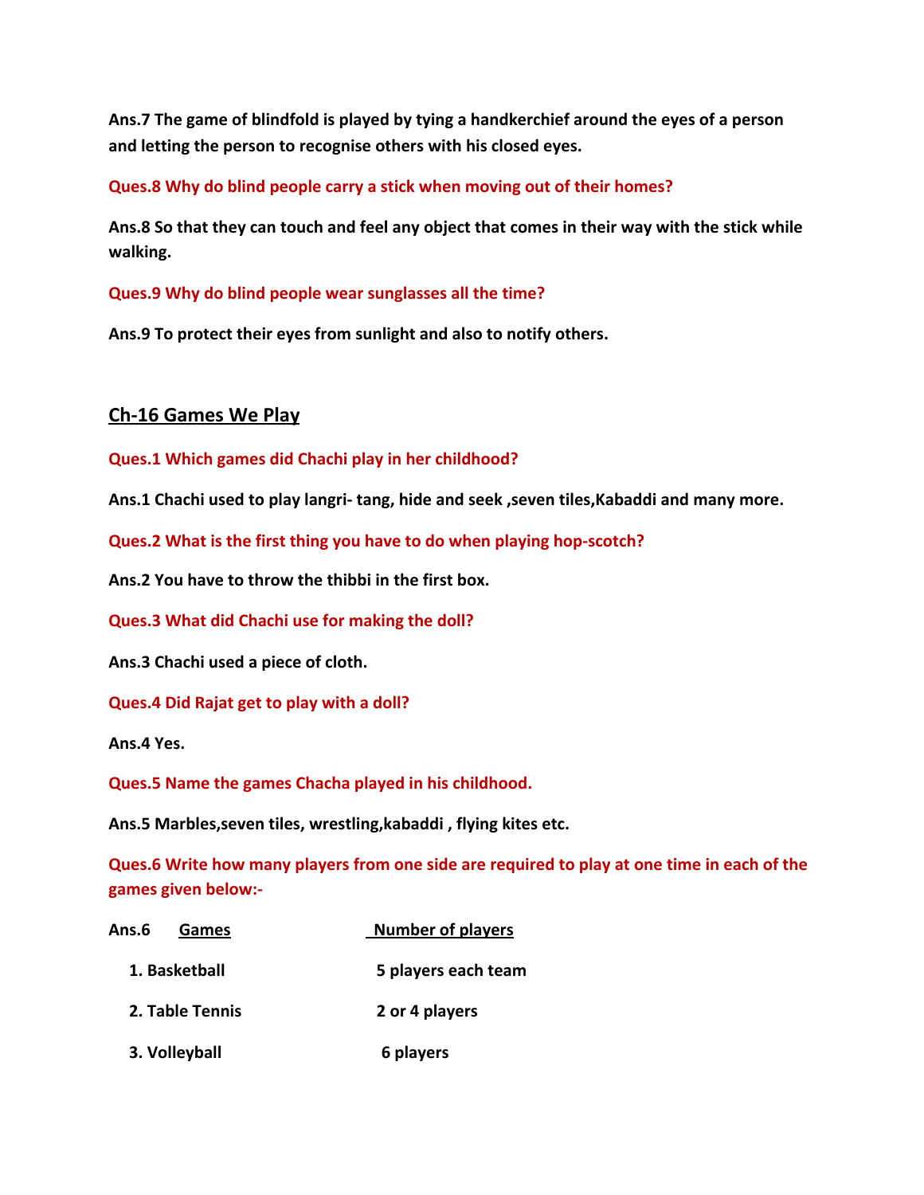**Ans.7 The game of blindfold is played by tying a handkerchief around the eyes of a person and letting the person to recognise others with his closed eyes.**

**Ques.8 Why do blind people carry a stick when moving out of their homes?**

**Ans.8 So that they can touch and feel any object that comes in their way with the stick while walking.**

**Ques.9 Why do blind people wear sunglasses all the time?**

**Ans.9 To protect their eyes from sunlight and also to notify others.**

## Ch-16 Games We Play

**Ques.1 Which games did Chachi play in her childhood?**

**Ans.1 Chachi used to play langri- tang, hide and seek ,seven tiles,Kabaddi and many more.**

**Ques.2 What is the first thing you have to do when playing hop-scotch?**

**Ans.2 You have to throw the thibbi in the first box.**

**Ques.3 What did Chachi use for making the doll?**

**Ans.3 Chachi used a piece of cloth.**

**Ques.4 Did Rajat get to play with a doll?**

**Ans.4 Yes.**

**Ques.5 Name the games Chacha played in his childhood.**

**Ans.5 Marbles,seven tiles, wrestling,kabaddi , flying kites etc.**

**Ques.6 Write how many players from one side are required to play at one time in each of the games given below:-**

**Ans.6**

| Games | Number of players |
| --- | --- |
| 1. Basketball | 5 players each team |
| 2. Table Tennis | 2 or 4 players |
| 3. Volleyball | 6 players |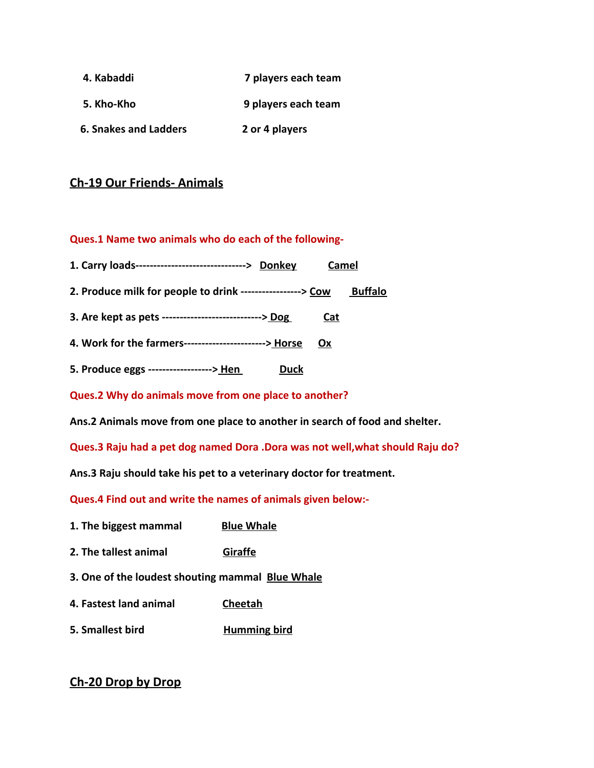4. Kabaddi — 7 players each team

5. Kho-Kho — 9 players each team

6. Snakes and Ladders — 2 or 4 players

## Ch-19 Our Friends- Animals

**Ques.1 Name two animals who do each of the following-**

1. Carry loads------------------------------> Donkey Camel
2. Produce milk for people to drink -----------------> Cow Buffalo
3. Are kept as pets ----------------------------> Dog Cat
4. Work for the farmers-----------------------> Horse Ox
5. Produce eggs ------------------> Hen Duck

**Ques.2 Why do animals move from one place to another?**

**Ans.2** Animals move from one place to another in search of food and shelter.

**Ques.3 Raju had a pet dog named Dora .Dora was not well,what should Raju do?**

**Ans.3** Raju should take his pet to a veterinary doctor for treatment.

**Ques.4 Find out and write the names of animals given below:-**

1. The biggest mammal — Blue Whale
2. The tallest animal — Giraffe
3. One of the loudest shouting mammal — Blue Whale
4. Fastest land animal — Cheetah
5. Smallest bird — Humming bird

## Ch-20 Drop by Drop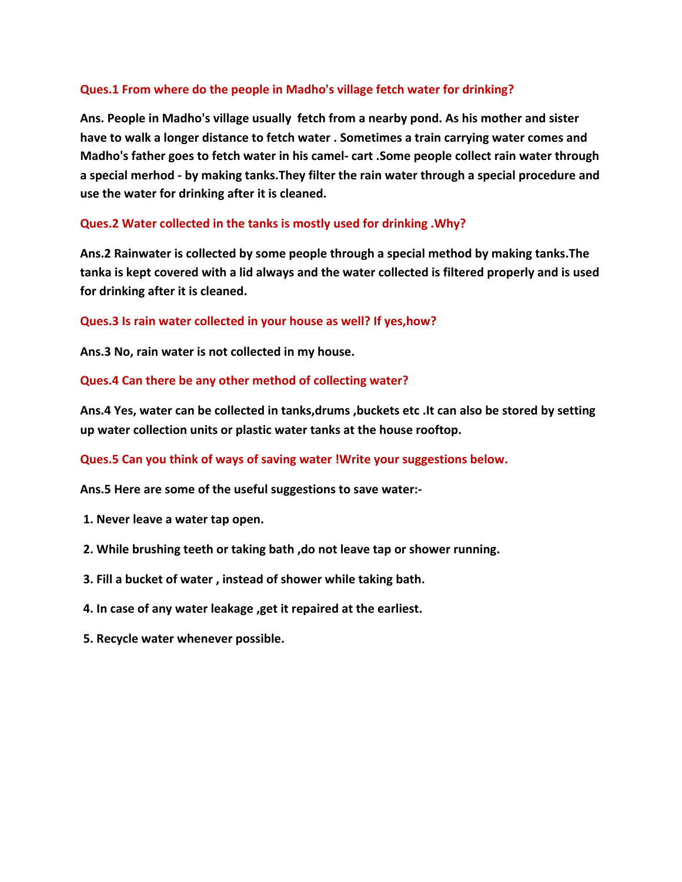**Ques.1 From where do the people in Madho's village fetch water for drinking?**

**Ans. People in Madho's village usually fetch from a nearby pond. As his mother and sister have to walk a longer distance to fetch water . Sometimes a train carrying water comes and Madho's father goes to fetch water in his camel- cart .Some people collect rain water through a special merhod - by making tanks.They filter the rain water through a special procedure and use the water for drinking after it is cleaned.**

**Ques.2 Water collected in the tanks is mostly used for drinking .Why?**

**Ans.2 Rainwater is collected by some people through a special method by making tanks.The tanka is kept covered with a lid always and the water collected is filtered properly and is used for drinking after it is cleaned.**

**Ques.3 Is rain water collected in your house as well? If yes,how?**

**Ans.3 No, rain water is not collected in my house.**

**Ques.4 Can there be any other method of collecting water?**

**Ans.4 Yes, water can be collected in tanks,drums ,buckets etc .It can also be stored by setting up water collection units or plastic water tanks at the house rooftop.**

**Ques.5 Can you think of ways of saving water !Write your suggestions below.**

**Ans.5 Here are some of the useful suggestions to save water:-**

1. **Never leave a water tap open.**
2. **While brushing teeth or taking bath ,do not leave tap or shower running.**
3. **Fill a bucket of water , instead of shower while taking bath.**
4. **In case of any water leakage ,get it repaired at the earliest.**
5. **Recycle water whenever possible.**